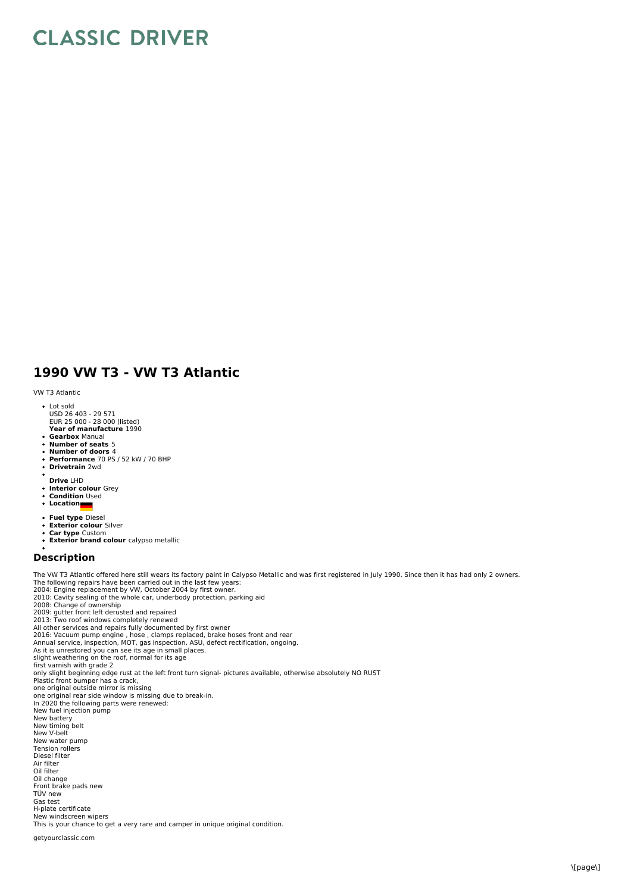# CLASSIC DRIVER

## 1990 VW T3 - VW T3 Atlantic

VW T3 Atlantic

- Lot sold
  USD 26 403 - 29 571
  EUR 25 000 - 28 000 (listed)
  **Year of manufacture** 1990
- **Gearbox** Manual
- **Number of seats** 5
- **Number of doors** 4
- **Performance** 70 PS / 52 kW / 70 BHP
- **Drivetrain** 2wd
- **Drive** LHD
- **Interior colour** Grey
- **Condition** Used
- **Location**
- **Fuel type** Diesel
- **Exterior colour** Silver
- **Car type** Custom
- **Exterior brand colour** calypso metallic

### Description

The VW T3 Atlantic offered here still wears its factory paint in Calypso Metallic and was first registered in July 1990. Since then it has had only 2 owners.
The following repairs have been carried out in the last few years:
2004: Engine replacement by VW, October 2004 by first owner.
2010: Cavity sealing of the whole car, underbody protection, parking aid
2008: Change of ownership
2009: gutter front left derusted and repaired
2013: Two roof windows completely renewed
All other services and repairs fully documented by first owner
2016: Vacuum pump engine , hose , clamps replaced, brake hoses front and rear
Annual service, inspection, MOT, gas inspection, ASU, defect rectification, ongoing.
As it is unrestored you can see its age in small places.
slight weathering on the roof, normal for its age
first varnish with grade 2
only slight beginning edge rust at the left front turn signal- pictures available, otherwise absolutely NO RUST
Plastic front bumper has a crack,
one original outside mirror is missing
one original rear side window is missing due to break-in.
In 2020 the following parts were renewed:
New fuel injection pump
New battery
New timing belt
New V-belt
New water pump
Tension rollers
Diesel filter
Air filter
Oil filter
Oil change
Front brake pads new
TÜV new
Gas test
H-plate certificate
New windscreen wipers
This is your chance to get a very rare and camper in unique original condition.

getyourclassic.com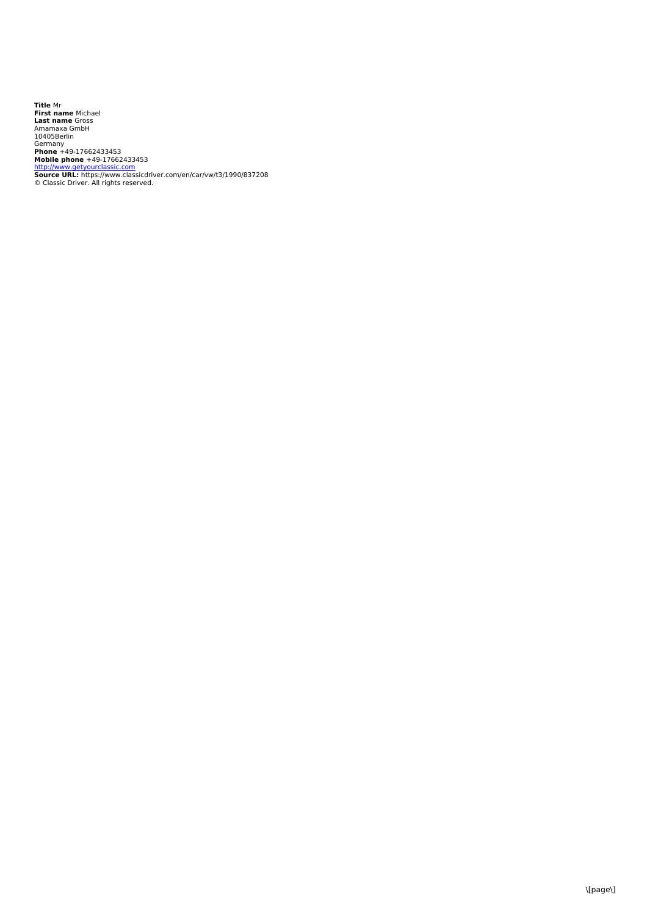**Title** Mr
**First name** Michael
**Last name** Gross
Amamaxa GmbH
10405Berlin
Germany
**Phone** +49-17662433453
**Mobile phone** +49-17662433453
http://www.getyourclassic.com
**Source URL:** https://www.classicdriver.com/en/car/vw/t3/1990/837208
© Classic Driver. All rights reserved.